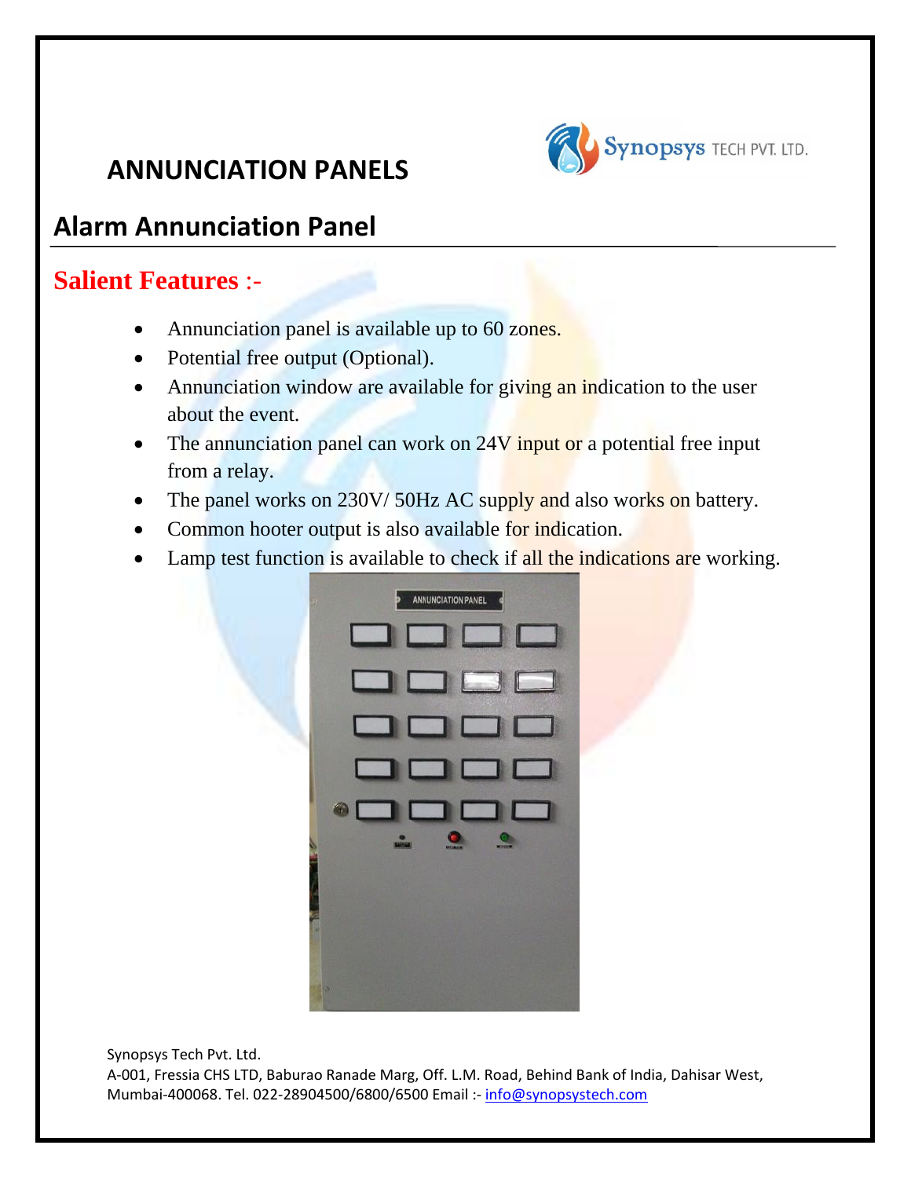# ANNUNCIATION PANELS

## Alarm Annunciation Panel

### Salient Features :-

- Annunciation panel is available up to 60 zones.
- Potential free output (Optional).
- Annunciation window are available for giving an indication to the user about the event.
- The annunciation panel can work on 24V input or a potential free input from a relay.
- The panel works on 230V/ 50Hz AC supply and also works on battery.
- Common hooter output is also available for indication.
- Lamp test function is available to check if all the indications are working.

Synopsys Tech Pvt. Ltd.
A-001, Fressia CHS LTD, Baburao Ranade Marg, Off. L.M. Road, Behind Bank of India, Dahisar West, Mumbai-400068. Tel. 022-28904500/6800/6500 Email :- info@synopsystech.com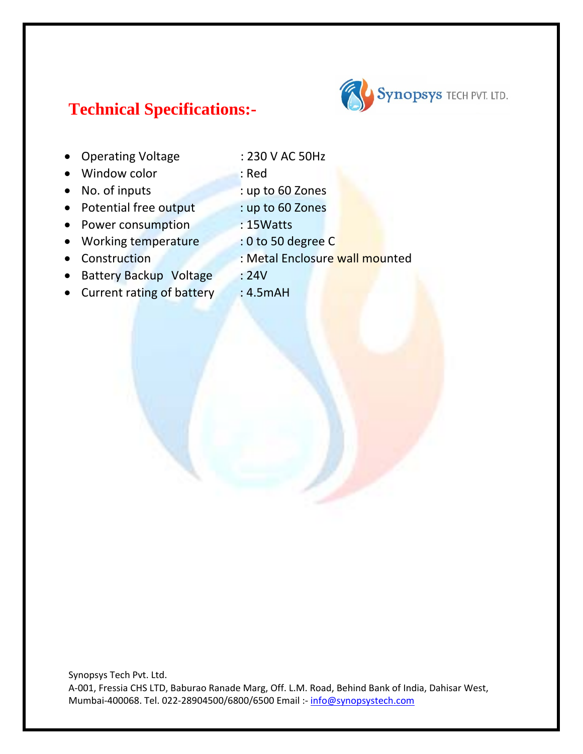## Technical Specifications:-

- Operating Voltage : 230 V AC 50Hz
- Window color : Red
- No. of inputs : up to 60 Zones
- Potential free output : up to 60 Zones
- Power consumption : 15Watts
- Working temperature : 0 to 50 degree C
- Construction : Metal Enclosure wall mounted
- Battery Backup Voltage : 24V
- Current rating of battery : 4.5mAH

Synopsys Tech Pvt. Ltd.
A-001, Fressia CHS LTD, Baburao Ranade Marg, Off. L.M. Road, Behind Bank of India, Dahisar West, Mumbai-400068. Tel. 022-28904500/6800/6500 Email :- info@synopsystech.com